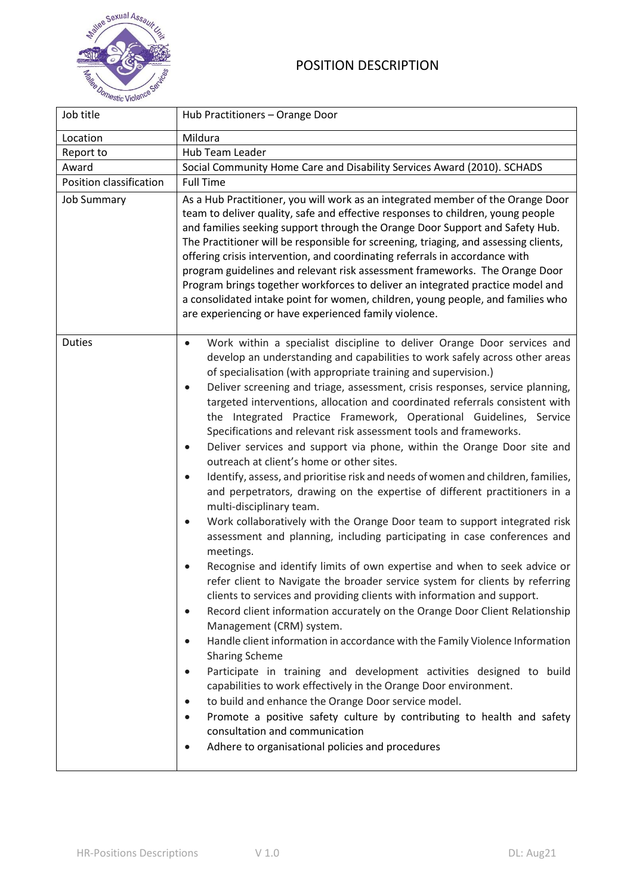# POSITION DESCRIPTION

| Job title | Hub Practitioners – Orange Door |
|---|---|
| Location | Mildura |
| Report to | Hub Team Leader |
| Award | Social Community Home Care and Disability Services Award (2010). SCHADS |
| Position classification | Full Time |
| Job Summary | As a Hub Practitioner, you will work as an integrated member of the Orange Door team to deliver quality, safe and effective responses to children, young people and families seeking support through the Orange Door Support and Safety Hub. The Practitioner will be responsible for screening, triaging, and assessing clients, offering crisis intervention, and coordinating referrals in accordance with program guidelines and relevant risk assessment frameworks. The Orange Door Program brings together workforces to deliver an integrated practice model and a consolidated intake point for women, children, young people, and families who are experiencing or have experienced family violence. |
| Duties | • Work within a specialist discipline to deliver Orange Door services and develop an understanding and capabilities to work safely across other areas of specialisation (with appropriate training and supervision.)<br>• Deliver screening and triage, assessment, crisis responses, service planning, targeted interventions, allocation and coordinated referrals consistent with the Integrated Practice Framework, Operational Guidelines, Service Specifications and relevant risk assessment tools and frameworks.<br>• Deliver services and support via phone, within the Orange Door site and outreach at client's home or other sites.<br>• Identify, assess, and prioritise risk and needs of women and children, families, and perpetrators, drawing on the expertise of different practitioners in a multi-disciplinary team.<br>• Work collaboratively with the Orange Door team to support integrated risk assessment and planning, including participating in case conferences and meetings.<br>• Recognise and identify limits of own expertise and when to seek advice or refer client to Navigate the broader service system for clients by referring clients to services and providing clients with information and support.<br>• Record client information accurately on the Orange Door Client Relationship Management (CRM) system.<br>• Handle client information in accordance with the Family Violence Information Sharing Scheme<br>• Participate in training and development activities designed to build capabilities to work effectively in the Orange Door environment.<br>• to build and enhance the Orange Door service model.<br>• Promote a positive safety culture by contributing to health and safety consultation and communication<br>• Adhere to organisational policies and procedures |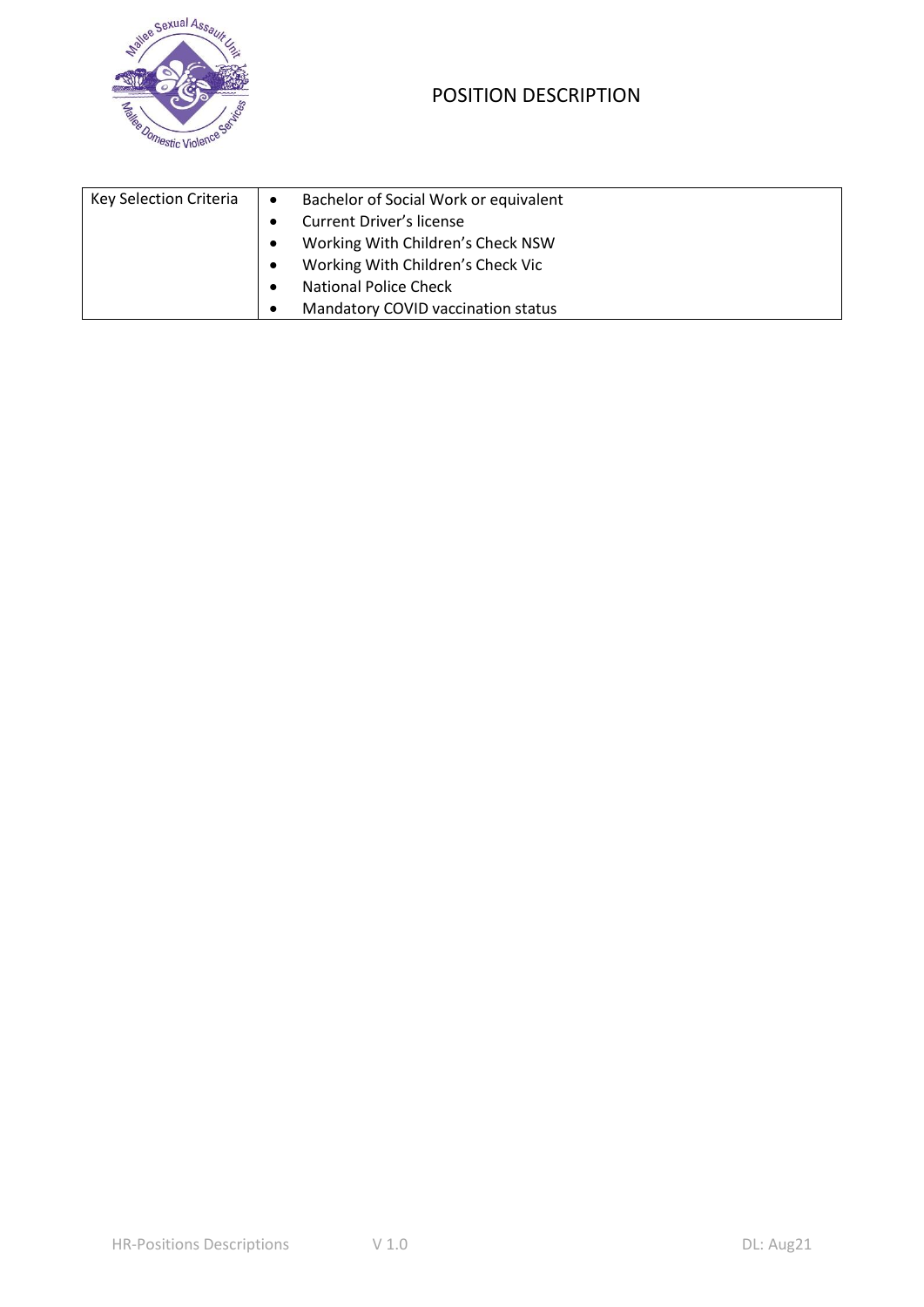# POSITION DESCRIPTION

| | |
|---|---|
| Key Selection Criteria | • Bachelor of Social Work or equivalent<br>• Current Driver's license<br>• Working With Children's Check NSW<br>• Working With Children's Check Vic<br>• National Police Check<br>• Mandatory COVID vaccination status |